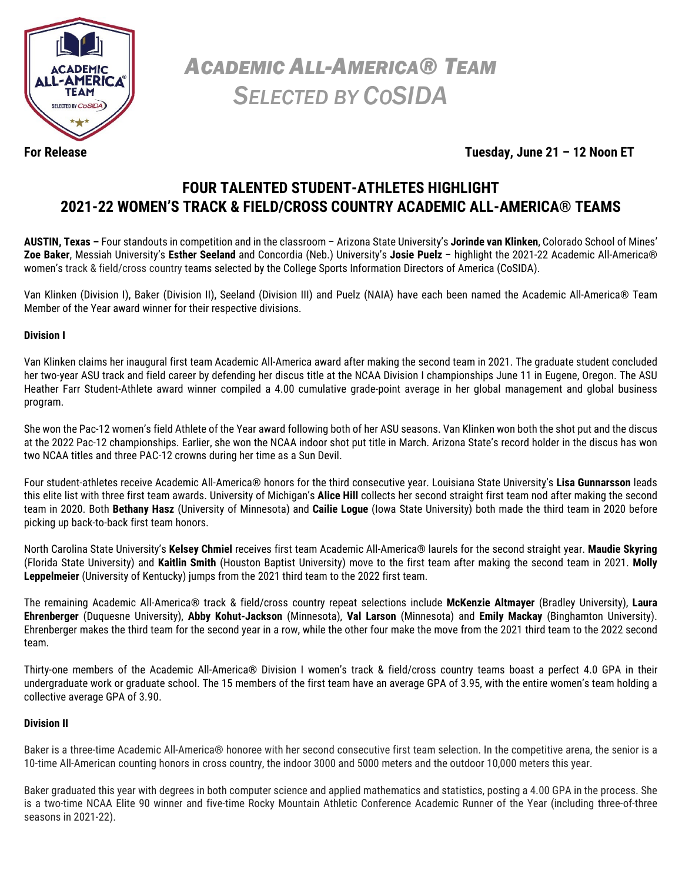# *Academic All-America® Team Selected by CoSIDA*

**For Release** **Tuesday, June 21 – 12 Noon ET**

## FOUR TALENTED STUDENT-ATHLETES HIGHLIGHT 2021-22 WOMEN'S TRACK & FIELD/CROSS COUNTRY ACADEMIC ALL-AMERICA® TEAMS

**AUSTIN, Texas –** Four standouts in competition and in the classroom – Arizona State University's **Jorinde van Klinken**, Colorado School of Mines' **Zoe Baker**, Messiah University's **Esther Seeland** and Concordia (Neb.) University's **Josie Puelz** – highlight the 2021-22 Academic All-America® women's track & field/cross country teams selected by the College Sports Information Directors of America (CoSIDA).

Van Klinken (Division I), Baker (Division II), Seeland (Division III) and Puelz (NAIA) have each been named the Academic All-America® Team Member of the Year award winner for their respective divisions.

### Division I

Van Klinken claims her inaugural first team Academic All-America award after making the second team in 2021. The graduate student concluded her two-year ASU track and field career by defending her discus title at the NCAA Division I championships June 11 in Eugene, Oregon. The ASU Heather Farr Student-Athlete award winner compiled a 4.00 cumulative grade-point average in her global management and global business program.

She won the Pac-12 women's field Athlete of the Year award following both of her ASU seasons. Van Klinken won both the shot put and the discus at the 2022 Pac-12 championships. Earlier, she won the NCAA indoor shot put title in March. Arizona State's record holder in the discus has won two NCAA titles and three PAC-12 crowns during her time as a Sun Devil.

Four student-athletes receive Academic All-America® honors for the third consecutive year. Louisiana State University's **Lisa Gunnarsson** leads this elite list with three first team awards. University of Michigan's **Alice Hill** collects her second straight first team nod after making the second team in 2020. Both **Bethany Hasz** (University of Minnesota) and **Cailie Logue** (Iowa State University) both made the third team in 2020 before picking up back-to-back first team honors.

North Carolina State University's **Kelsey Chmiel** receives first team Academic All-America® laurels for the second straight year. **Maudie Skyring** (Florida State University) and **Kaitlin Smith** (Houston Baptist University) move to the first team after making the second team in 2021. **Molly Leppelmeier** (University of Kentucky) jumps from the 2021 third team to the 2022 first team.

The remaining Academic All-America® track & field/cross country repeat selections include **McKenzie Altmayer** (Bradley University), **Laura Ehrenberger** (Duquesne University), **Abby Kohut-Jackson** (Minnesota), **Val Larson** (Minnesota) and **Emily Mackay** (Binghamton University). Ehrenberger makes the third team for the second year in a row, while the other four make the move from the 2021 third team to the 2022 second team.

Thirty-one members of the Academic All-America® Division I women's track & field/cross country teams boast a perfect 4.0 GPA in their undergraduate work or graduate school. The 15 members of the first team have an average GPA of 3.95, with the entire women's team holding a collective average GPA of 3.90.

### Division II

Baker is a three-time Academic All-America® honoree with her second consecutive first team selection. In the competitive arena, the senior is a 10-time All-American counting honors in cross country, the indoor 3000 and 5000 meters and the outdoor 10,000 meters this year.

Baker graduated this year with degrees in both computer science and applied mathematics and statistics, posting a 4.00 GPA in the process. She is a two-time NCAA Elite 90 winner and five-time Rocky Mountain Athletic Conference Academic Runner of the Year (including three-of-three seasons in 2021-22).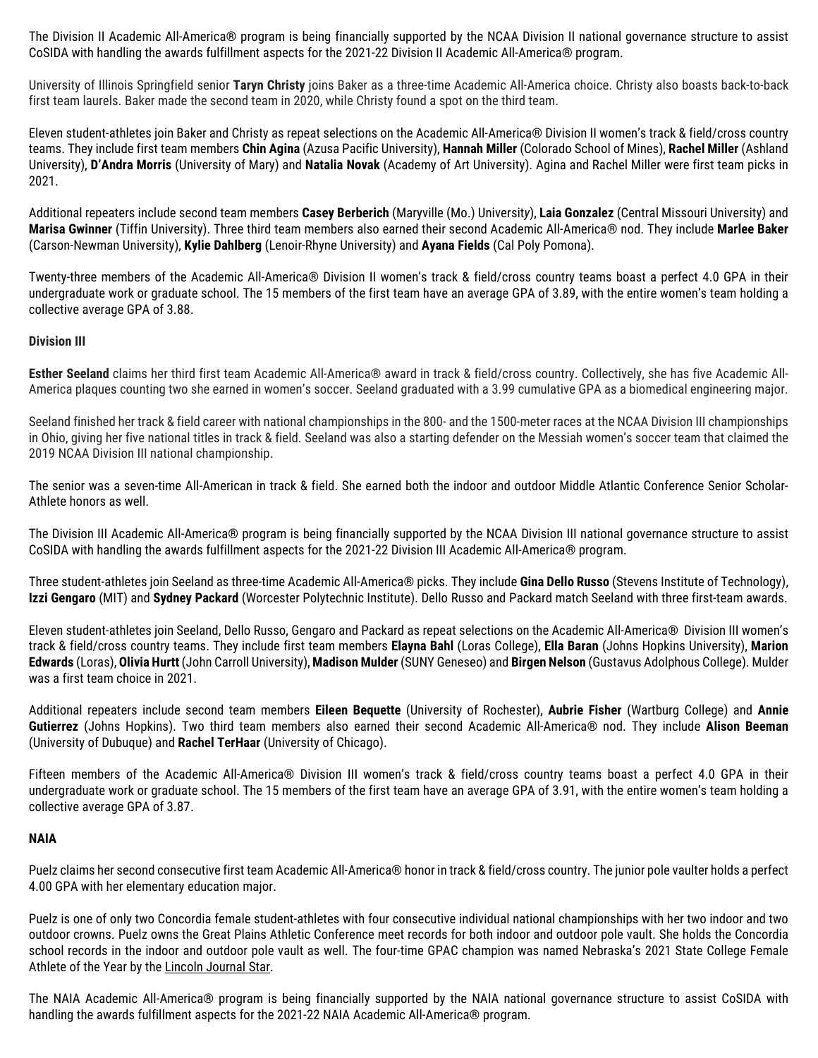The Division II Academic All-America® program is being financially supported by the NCAA Division II national governance structure to assist CoSIDA with handling the awards fulfillment aspects for the 2021-22 Division II Academic All-America® program.

University of Illinois Springfield senior **Taryn Christy** joins Baker as a three-time Academic All-America choice. Christy also boasts back-to-back first team laurels. Baker made the second team in 2020, while Christy found a spot on the third team.

Eleven student-athletes join Baker and Christy as repeat selections on the Academic All-America® Division II women's track & field/cross country teams. They include first team members **Chin Agina** (Azusa Pacific University), **Hannah Miller** (Colorado School of Mines), **Rachel Miller** (Ashland University), **D'Andra Morris** (University of Mary) and **Natalia Novak** (Academy of Art University). Agina and Rachel Miller were first team picks in 2021.

Additional repeaters include second team members **Casey Berberich** (Maryville (Mo.) University), **Laia Gonzalez** (Central Missouri University) and **Marisa Gwinner** (Tiffin University). Three third team members also earned their second Academic All-America® nod. They include **Marlee Baker** (Carson-Newman University), **Kylie Dahlberg** (Lenoir-Rhyne University) and **Ayana Fields** (Cal Poly Pomona).

Twenty-three members of the Academic All-America® Division II women's track & field/cross country teams boast a perfect 4.0 GPA in their undergraduate work or graduate school. The 15 members of the first team have an average GPA of 3.89, with the entire women's team holding a collective average GPA of 3.88.

**Division III**

**Esther Seeland** claims her third first team Academic All-America® award in track & field/cross country. Collectively, she has five Academic All-America plaques counting two she earned in women's soccer. Seeland graduated with a 3.99 cumulative GPA as a biomedical engineering major.

Seeland finished her track & field career with national championships in the 800- and the 1500-meter races at the NCAA Division III championships in Ohio, giving her five national titles in track & field. Seeland was also a starting defender on the Messiah women's soccer team that claimed the 2019 NCAA Division III national championship.

The senior was a seven-time All-American in track & field. She earned both the indoor and outdoor Middle Atlantic Conference Senior Scholar-Athlete honors as well.

The Division III Academic All-America® program is being financially supported by the NCAA Division III national governance structure to assist CoSIDA with handling the awards fulfillment aspects for the 2021-22 Division III Academic All-America® program.

Three student-athletes join Seeland as three-time Academic All-America® picks. They include **Gina Dello Russo** (Stevens Institute of Technology), **Izzi Gengaro** (MIT) and **Sydney Packard** (Worcester Polytechnic Institute). Dello Russo and Packard match Seeland with three first-team awards.

Eleven student-athletes join Seeland, Dello Russo, Gengaro and Packard as repeat selections on the Academic All-America® Division III women's track & field/cross country teams. They include first team members **Elayna Bahl** (Loras College), **Ella Baran** (Johns Hopkins University), **Marion Edwards** (Loras), **Olivia Hurtt** (John Carroll University), **Madison Mulder** (SUNY Geneseo) and **Birgen Nelson** (Gustavus Adolphous College). Mulder was a first team choice in 2021.

Additional repeaters include second team members **Eileen Bequette** (University of Rochester), **Aubrie Fisher** (Wartburg College) and **Annie Gutierrez** (Johns Hopkins). Two third team members also earned their second Academic All-America® nod. They include **Alison Beeman** (University of Dubuque) and **Rachel TerHaar** (University of Chicago).

Fifteen members of the Academic All-America® Division III women's track & field/cross country teams boast a perfect 4.0 GPA in their undergraduate work or graduate school. The 15 members of the first team have an average GPA of 3.91, with the entire women's team holding a collective average GPA of 3.87.

**NAIA**

Puelz claims her second consecutive first team Academic All-America® honor in track & field/cross country. The junior pole vaulter holds a perfect 4.00 GPA with her elementary education major.

Puelz is one of only two Concordia female student-athletes with four consecutive individual national championships with her two indoor and two outdoor crowns. Puelz owns the Great Plains Athletic Conference meet records for both indoor and outdoor pole vault. She holds the Concordia school records in the indoor and outdoor pole vault as well. The four-time GPAC champion was named Nebraska's 2021 State College Female Athlete of the Year by the Lincoln Journal Star.

The NAIA Academic All-America® program is being financially supported by the NAIA national governance structure to assist CoSIDA with handling the awards fulfillment aspects for the 2021-22 NAIA Academic All-America® program.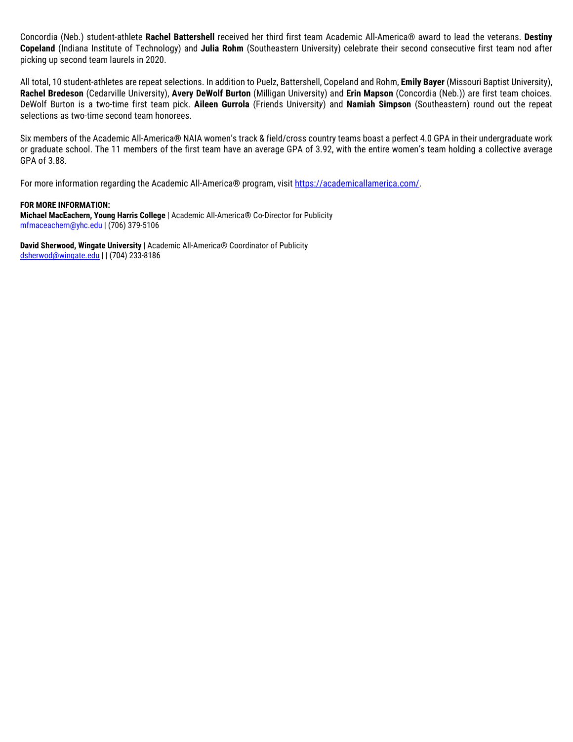Concordia (Neb.) student-athlete **Rachel Battershell** received her third first team Academic All-America® award to lead the veterans. **Destiny Copeland** (Indiana Institute of Technology) and **Julia Rohm** (Southeastern University) celebrate their second consecutive first team nod after picking up second team laurels in 2020.

All total, 10 student-athletes are repeat selections. In addition to Puelz, Battershell, Copeland and Rohm, **Emily Bayer** (Missouri Baptist University), **Rachel Bredeson** (Cedarville University), **Avery DeWolf Burton** (Milligan University) and **Erin Mapson** (Concordia (Neb.)) are first team choices. DeWolf Burton is a two-time first team pick. **Aileen Gurrola** (Friends University) and **Namiah Simpson** (Southeastern) round out the repeat selections as two-time second team honorees.

Six members of the Academic All-America® NAIA women's track & field/cross country teams boast a perfect 4.0 GPA in their undergraduate work or graduate school. The 11 members of the first team have an average GPA of 3.92, with the entire women's team holding a collective average GPA of 3.88.

For more information regarding the Academic All-America® program, visit https://academicallamerica.com/.

**FOR MORE INFORMATION:**
**Michael MacEachern, Young Harris College** | Academic All-America® Co-Director for Publicity
mfmaceachern@yhc.edu | (706) 379-5106

**David Sherwood, Wingate University** | Academic All-America® Coordinator of Publicity
dsherwod@wingate.edu | | (704) 233-8186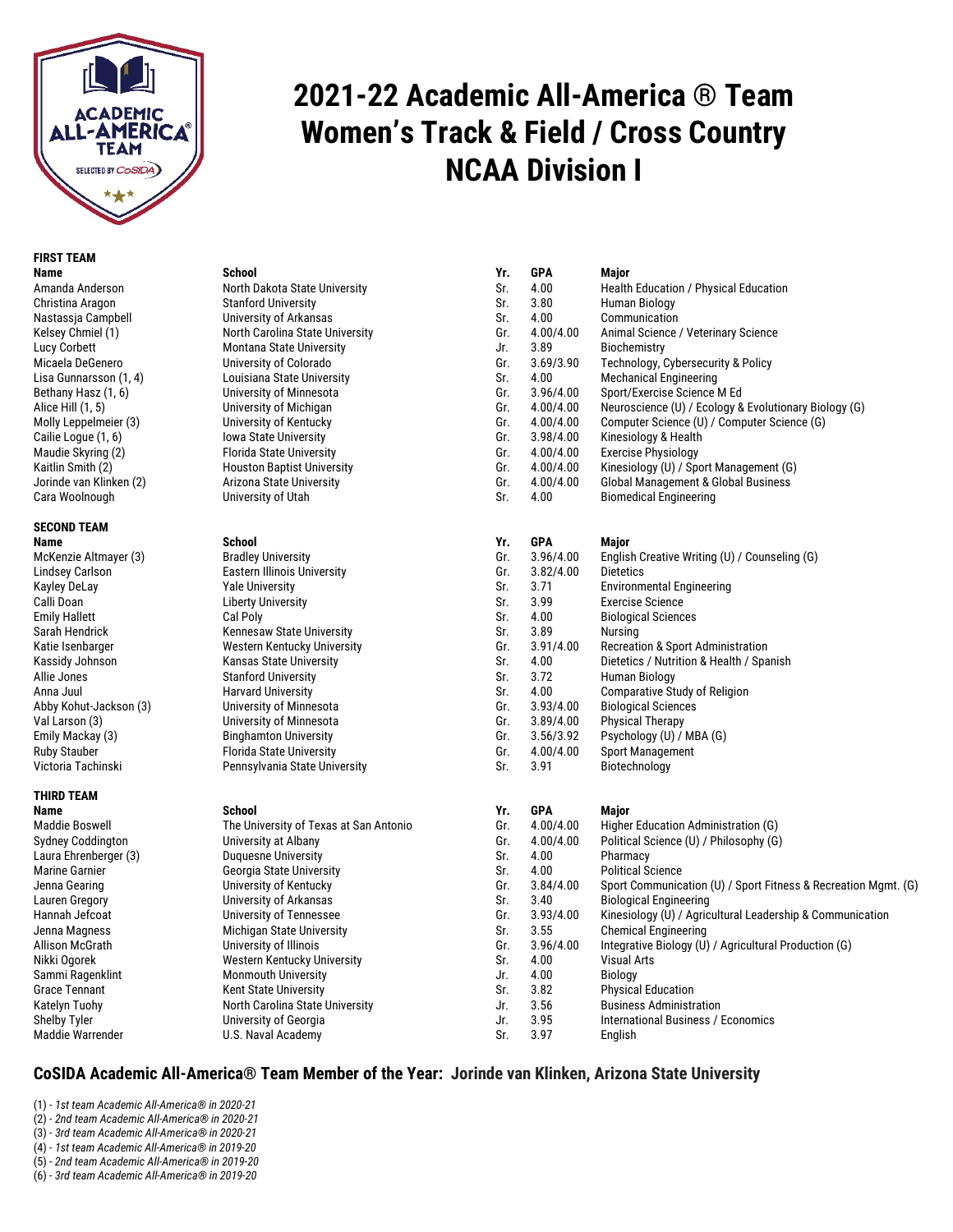# 2021-22 Academic All-America ® Team
# Women's Track & Field / Cross Country
# NCAA Division I

### FIRST TEAM

| Name | School | Yr. | GPA | Major |
|---|---|---|---|---|
| Amanda Anderson | North Dakota State University | Sr. | 4.00 | Health Education / Physical Education |
| Christina Aragon | Stanford University | Sr. | 3.80 | Human Biology |
| Nastassja Campbell | University of Arkansas | Sr. | 4.00 | Communication |
| Kelsey Chmiel (1) | North Carolina State University | Gr. | 4.00/4.00 | Animal Science / Veterinary Science |
| Lucy Corbett | Montana State University | Jr. | 3.89 | Biochemistry |
| Micaela DeGenero | University of Colorado | Gr. | 3.69/3.90 | Technology, Cybersecurity & Policy |
| Lisa Gunnarsson (1, 4) | Louisiana State University | Sr. | 4.00 | Mechanical Engineering |
| Bethany Hasz (1, 6) | University of Minnesota | Gr. | 3.96/4.00 | Sport/Exercise Science M Ed |
| Alice Hill (1, 5) | University of Michigan | Gr. | 4.00/4.00 | Neuroscience (U) / Ecology & Evolutionary Biology (G) |
| Molly Leppelmeier (3) | University of Kentucky | Gr. | 4.00/4.00 | Computer Science (U) / Computer Science (G) |
| Cailie Logue (1, 6) | Iowa State University | Gr. | 3.98/4.00 | Kinesiology & Health |
| Maudie Skyring (2) | Florida State University | Gr. | 4.00/4.00 | Exercise Physiology |
| Kaitlin Smith (2) | Houston Baptist University | Gr. | 4.00/4.00 | Kinesiology (U) / Sport Management (G) |
| Jorinde van Klinken (2) | Arizona State University | Gr. | 4.00/4.00 | Global Management & Global Business |
| Cara Woolnough | University of Utah | Sr. | 4.00 | Biomedical Engineering |

### SECOND TEAM

| Name | School | Yr. | GPA | Major |
|---|---|---|---|---|
| McKenzie Altmayer (3) | Bradley University | Gr. | 3.96/4.00 | English Creative Writing (U) / Counseling (G) |
| Lindsey Carlson | Eastern Illinois University | Gr. | 3.82/4.00 | Dietetics |
| Kayley DeLay | Yale University | Sr. | 3.71 | Environmental Engineering |
| Calli Doan | Liberty University | Sr. | 3.99 | Exercise Science |
| Emily Hallett | Cal Poly | Sr. | 4.00 | Biological Sciences |
| Sarah Hendrick | Kennesaw State University | Sr. | 3.89 | Nursing |
| Katie Isenbarger | Western Kentucky University | Gr. | 3.91/4.00 | Recreation & Sport Administration |
| Kassidy Johnson | Kansas State University | Sr. | 4.00 | Dietetics / Nutrition & Health / Spanish |
| Allie Jones | Stanford University | Sr. | 3.72 | Human Biology |
| Anna Juul | Harvard University | Sr. | 4.00 | Comparative Study of Religion |
| Abby Kohut-Jackson (3) | University of Minnesota | Gr. | 3.93/4.00 | Biological Sciences |
| Val Larson (3) | University of Minnesota | Gr. | 3.89/4.00 | Physical Therapy |
| Emily Mackay (3) | Binghamton University | Gr. | 3.56/3.92 | Psychology (U) / MBA (G) |
| Ruby Stauber | Florida State University | Gr. | 4.00/4.00 | Sport Management |
| Victoria Tachinski | Pennsylvania State University | Sr. | 3.91 | Biotechnology |

### THIRD TEAM

| Name | School | Yr. | GPA | Major |
|---|---|---|---|---|
| Maddie Boswell | The University of Texas at San Antonio | Gr. | 4.00/4.00 | Higher Education Administration (G) |
| Sydney Coddington | University at Albany | Gr. | 4.00/4.00 | Political Science (U) / Philosophy (G) |
| Laura Ehrenberger (3) | Duquesne University | Sr. | 4.00 | Pharmacy |
| Marine Garnier | Georgia State University | Sr. | 4.00 | Political Science |
| Jenna Gearing | University of Kentucky | Gr. | 3.84/4.00 | Sport Communication (U) / Sport Fitness & Recreation Mgmt. (G) |
| Lauren Gregory | University of Arkansas | Sr. | 3.40 | Biological Engineering |
| Hannah Jefcoat | University of Tennessee | Gr. | 3.93/4.00 | Kinesiology (U) / Agricultural Leadership & Communication |
| Jenna Magness | Michigan State University | Sr. | 3.55 | Chemical Engineering |
| Allison McGrath | University of Illinois | Gr. | 3.96/4.00 | Integrative Biology (U) / Agricultural Production (G) |
| Nikki Ogorek | Western Kentucky University | Sr. | 4.00 | Visual Arts |
| Sammi Ragenklint | Monmouth University | Jr. | 4.00 | Biology |
| Grace Tennant | Kent State University | Sr. | 3.82 | Physical Education |
| Katelyn Tuohy | North Carolina State University | Jr. | 3.56 | Business Administration |
| Shelby Tyler | University of Georgia | Jr. | 3.95 | International Business / Economics |
| Maddie Warrender | U.S. Naval Academy | Sr. | 3.97 | English |

**CoSIDA Academic All-America® Team Member of the Year: Jorinde van Klinken, Arizona State University**

(1) - *1st team Academic All-America® in 2020-21*
(2) - *2nd team Academic All-America® in 2020-21*
(3) - *3rd team Academic All-America® in 2020-21*
(4) - *1st team Academic All-America® in 2019-20*
(5) - *2nd team Academic All-America® in 2019-20*
(6) - *3rd team Academic All-America® in 2019-20*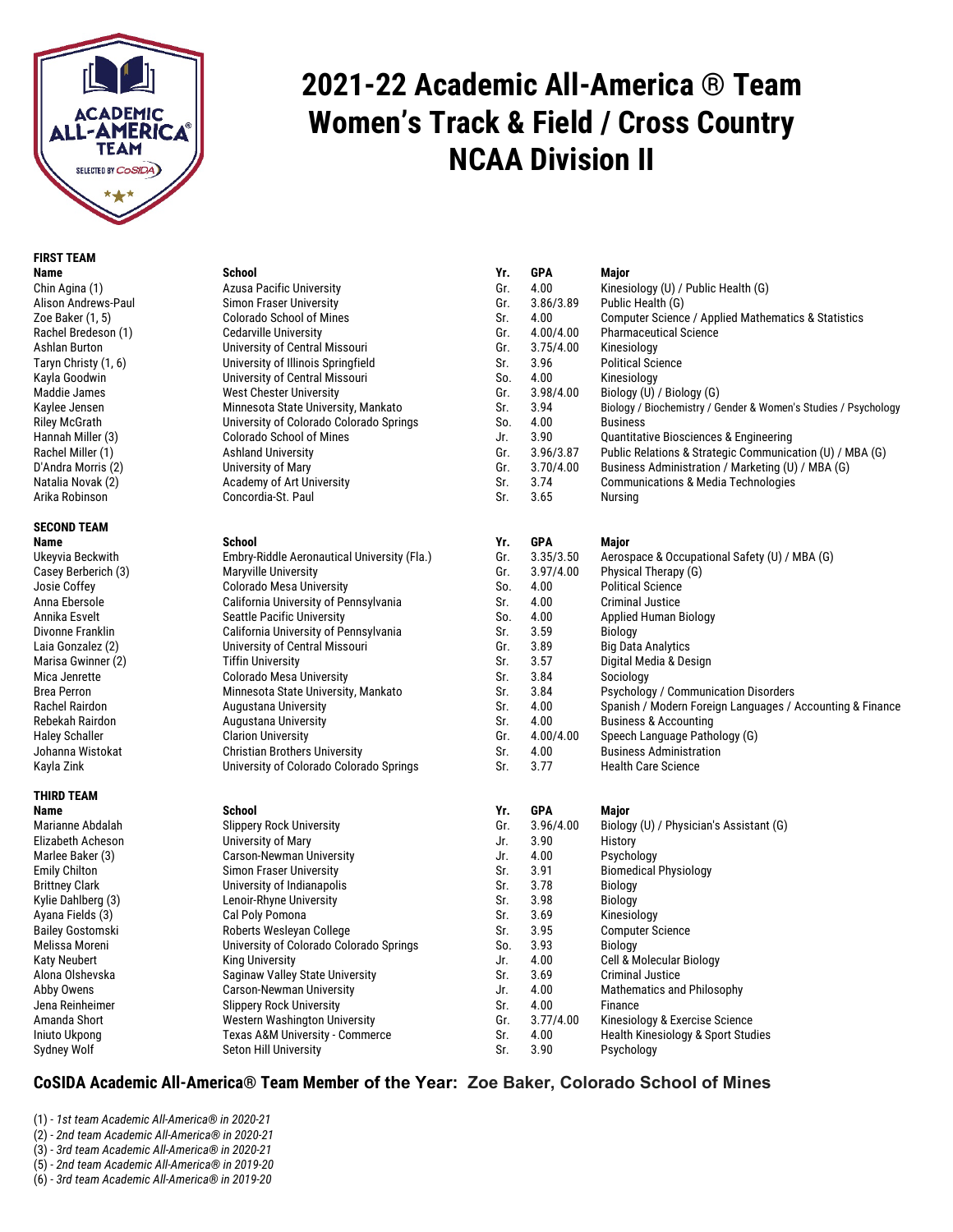# 2021-22 Academic All-America ® Team
# Women's Track & Field / Cross Country
# NCAA Division II

**FIRST TEAM**

| Name | School | Yr. | GPA | Major |
|---|---|---|---|---|
| Chin Agina (1) | Azusa Pacific University | Gr. | 4.00 | Kinesiology (U) / Public Health (G) |
| Alison Andrews-Paul | Simon Fraser University | Gr. | 3.86/3.89 | Public Health (G) |
| Zoe Baker (1, 5) | Colorado School of Mines | Sr. | 4.00 | Computer Science / Applied Mathematics & Statistics |
| Rachel Bredeson (1) | Cedarville University | Gr. | 4.00/4.00 | Pharmaceutical Science |
| Ashlan Burton | University of Central Missouri | Gr. | 3.75/4.00 | Kinesiology |
| Taryn Christy (1, 6) | University of Illinois Springfield | Sr. | 3.96 | Political Science |
| Kayla Goodwin | University of Central Missouri | So. | 4.00 | Kinesiology |
| Maddie James | West Chester University | Gr. | 3.98/4.00 | Biology (U) / Biology (G) |
| Kaylee Jensen | Minnesota State University, Mankato | Sr. | 3.94 | Biology / Biochemistry / Gender & Women's Studies / Psychology |
| Riley McGrath | University of Colorado Colorado Springs | So. | 4.00 | Business |
| Hannah Miller (3) | Colorado School of Mines | Jr. | 3.90 | Quantitative Biosciences & Engineering |
| Rachel Miller (1) | Ashland University | Gr. | 3.96/3.87 | Public Relations & Strategic Communication (U) / MBA (G) |
| D'Andra Morris (2) | University of Mary | Gr. | 3.70/4.00 | Business Administration / Marketing (U) / MBA (G) |
| Natalia Novak (2) | Academy of Art University | Sr. | 3.74 | Communications & Media Technologies |
| Arika Robinson | Concordia-St. Paul | Sr. | 3.65 | Nursing |

**SECOND TEAM**

| Name | School | Yr. | GPA | Major |
|---|---|---|---|---|
| Ukeyvia Beckwith | Embry-Riddle Aeronautical University (Fla.) | Gr. | 3.35/3.50 | Aerospace & Occupational Safety (U) / MBA (G) |
| Casey Berberich (3) | Maryville University | Gr. | 3.97/4.00 | Physical Therapy (G) |
| Josie Coffey | Colorado Mesa University | So. | 4.00 | Political Science |
| Anna Ebersole | California University of Pennsylvania | Sr. | 4.00 | Criminal Justice |
| Annika Esvelt | Seattle Pacific University | So. | 4.00 | Applied Human Biology |
| Divonne Franklin | California University of Pennsylvania | Sr. | 3.59 | Biology |
| Laia Gonzalez (2) | University of Central Missouri | Gr. | 3.89 | Big Data Analytics |
| Marisa Gwinner (2) | Tiffin University | Sr. | 3.57 | Digital Media & Design |
| Mica Jenrette | Colorado Mesa University | Sr. | 3.84 | Sociology |
| Brea Perron | Minnesota State University, Mankato | Sr. | 3.84 | Psychology / Communication Disorders |
| Rachel Rairdon | Augustana University | Sr. | 4.00 | Spanish / Modern Foreign Languages / Accounting & Finance |
| Rebekah Rairdon | Augustana University | Sr. | 4.00 | Business & Accounting |
| Haley Schaller | Clarion University | Gr. | 4.00/4.00 | Speech Language Pathology (G) |
| Johanna Wistokat | Christian Brothers University | Sr. | 4.00 | Business Administration |
| Kayla Zink | University of Colorado Colorado Springs | Sr. | 3.77 | Health Care Science |

**THIRD TEAM**

| Name | School | Yr. | GPA | Major |
|---|---|---|---|---|
| Marianne Abdalah | Slippery Rock University | Gr. | 3.96/4.00 | Biology (U) / Physician's Assistant (G) |
| Elizabeth Acheson | University of Mary | Jr. | 3.90 | History |
| Marlee Baker (3) | Carson-Newman University | Jr. | 4.00 | Psychology |
| Emily Chilton | Simon Fraser University | Sr. | 3.91 | Biomedical Physiology |
| Brittney Clark | University of Indianapolis | Sr. | 3.78 | Biology |
| Kylie Dahlberg (3) | Lenoir-Rhyne University | Sr. | 3.98 | Biology |
| Ayana Fields (3) | Cal Poly Pomona | Sr. | 3.69 | Kinesiology |
| Bailey Gostomski | Roberts Wesleyan College | Sr. | 3.95 | Computer Science |
| Melissa Moreni | University of Colorado Colorado Springs | So. | 3.93 | Biology |
| Katy Neubert | King University | Jr. | 4.00 | Cell & Molecular Biology |
| Alona Olshevska | Saginaw Valley State University | Sr. | 3.69 | Criminal Justice |
| Abby Owens | Carson-Newman University | Jr. | 4.00 | Mathematics and Philosophy |
| Jena Reinheimer | Slippery Rock University | Sr. | 4.00 | Finance |
| Amanda Short | Western Washington University | Gr. | 3.77/4.00 | Kinesiology & Exercise Science |
| Iniuto Ukpong | Texas A&M University - Commerce | Sr. | 4.00 | Health Kinesiology & Sport Studies |
| Sydney Wolf | Seton Hill University | Sr. | 3.90 | Psychology |

**CoSIDA Academic All-America® Team Member of the Year: Zoe Baker, Colorado School of Mines**

(1) - *1st team Academic All-America® in 2020-21*
(2) - *2nd team Academic All-America® in 2020-21*
(3) - *3rd team Academic All-America® in 2020-21*
(5) - *2nd team Academic All-America® in 2019-20*
(6) - *3rd team Academic All-America® in 2019-20*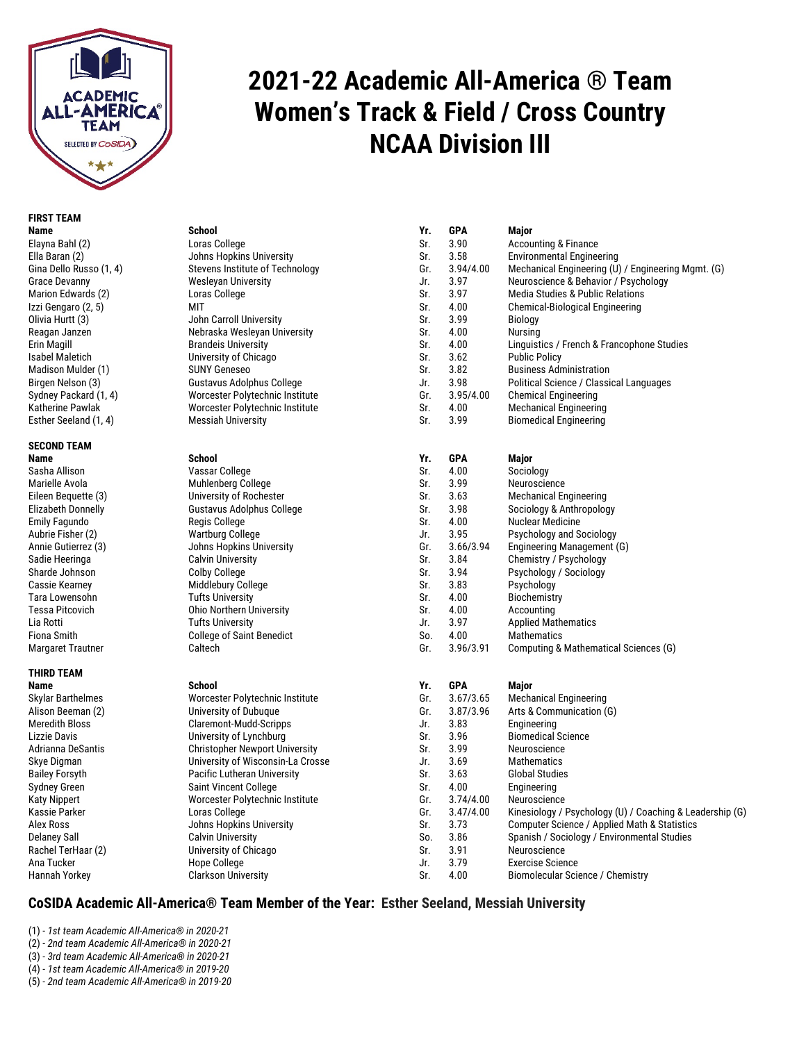# 2021-22 Academic All-America ® Team
# Women's Track & Field / Cross Country
# NCAA Division III

### FIRST TEAM

| Name | School | Yr. | GPA | Major |
|---|---|---|---|---|
| Elayna Bahl (2) | Loras College | Sr. | 3.90 | Accounting & Finance |
| Ella Baran (2) | Johns Hopkins University | Sr. | 3.58 | Environmental Engineering |
| Gina Dello Russo (1, 4) | Stevens Institute of Technology | Gr. | 3.94/4.00 | Mechanical Engineering (U) / Engineering Mgmt. (G) |
| Grace Devanny | Wesleyan University | Jr. | 3.97 | Neuroscience & Behavior / Psychology |
| Marion Edwards (2) | Loras College | Sr. | 3.97 | Media Studies & Public Relations |
| Izzi Gengaro (2, 5) | MIT | Sr. | 4.00 | Chemical-Biological Engineering |
| Olivia Hurtt (3) | John Carroll University | Sr. | 3.99 | Biology |
| Reagan Janzen | Nebraska Wesleyan University | Sr. | 4.00 | Nursing |
| Erin Magill | Brandeis University | Sr. | 4.00 | Linguistics / French & Francophone Studies |
| Isabel Maletich | University of Chicago | Sr. | 3.62 | Public Policy |
| Madison Mulder (1) | SUNY Geneseo | Sr. | 3.82 | Business Administration |
| Birgen Nelson (3) | Gustavus Adolphus College | Jr. | 3.98 | Political Science / Classical Languages |
| Sydney Packard (1, 4) | Worcester Polytechnic Institute | Gr. | 3.95/4.00 | Chemical Engineering |
| Katherine Pawlak | Worcester Polytechnic Institute | Sr. | 4.00 | Mechanical Engineering |
| Esther Seeland (1, 4) | Messiah University | Sr. | 3.99 | Biomedical Engineering |

### SECOND TEAM

| Name | School | Yr. | GPA | Major |
|---|---|---|---|---|
| Sasha Allison | Vassar College | Sr. | 4.00 | Sociology |
| Marielle Avola | Muhlenberg College | Sr. | 3.99 | Neuroscience |
| Eileen Bequette (3) | University of Rochester | Sr. | 3.63 | Mechanical Engineering |
| Elizabeth Donnelly | Gustavus Adolphus College | Sr. | 3.98 | Sociology & Anthropology |
| Emily Fagundo | Regis College | Sr. | 4.00 | Nuclear Medicine |
| Aubrie Fisher (2) | Wartburg College | Jr. | 3.95 | Psychology and Sociology |
| Annie Gutierrez (3) | Johns Hopkins University | Gr. | 3.66/3.94 | Engineering Management (G) |
| Sadie Heeringa | Calvin University | Sr. | 3.84 | Chemistry / Psychology |
| Sharde Johnson | Colby College | Sr. | 3.94 | Psychology / Sociology |
| Cassie Kearney | Middlebury College | Sr. | 3.83 | Psychology |
| Tara Lowensohn | Tufts University | Sr. | 4.00 | Biochemistry |
| Tessa Pitcovich | Ohio Northern University | Sr. | 4.00 | Accounting |
| Lia Rotti | Tufts University | Jr. | 3.97 | Applied Mathematics |
| Fiona Smith | College of Saint Benedict | So. | 4.00 | Mathematics |
| Margaret Trautner | Caltech | Gr. | 3.96/3.91 | Computing & Mathematical Sciences (G) |

### THIRD TEAM

| Name | School | Yr. | GPA | Major |
|---|---|---|---|---|
| Skylar Barthelmes | Worcester Polytechnic Institute | Gr. | 3.67/3.65 | Mechanical Engineering |
| Alison Beeman (2) | University of Dubuque | Gr. | 3.87/3.96 | Arts & Communication (G) |
| Meredith Bloss | Claremont-Mudd-Scripps | Jr. | 3.83 | Engineering |
| Lizzie Davis | University of Lynchburg | Sr. | 3.96 | Biomedical Science |
| Adrianna DeSantis | Christopher Newport University | Sr. | 3.99 | Neuroscience |
| Skye Digman | University of Wisconsin-La Crosse | Jr. | 3.69 | Mathematics |
| Bailey Forsyth | Pacific Lutheran University | Sr. | 3.63 | Global Studies |
| Sydney Green | Saint Vincent College | Sr. | 4.00 | Engineering |
| Katy Nippert | Worcester Polytechnic Institute | Gr. | 3.74/4.00 | Neuroscience |
| Kassie Parker | Loras College | Gr. | 3.47/4.00 | Kinesiology / Psychology (U) / Coaching & Leadership (G) |
| Alex Ross | Johns Hopkins University | Sr. | 3.73 | Computer Science / Applied Math & Statistics |
| Delaney Sall | Calvin University | So. | 3.86 | Spanish / Sociology / Environmental Studies |
| Rachel TerHaar (2) | University of Chicago | Sr. | 3.91 | Neuroscience |
| Ana Tucker | Hope College | Jr. | 3.79 | Exercise Science |
| Hannah Yorkey | Clarkson University | Sr. | 4.00 | Biomolecular Science / Chemistry |

## CoSIDA Academic All-America® Team Member of the Year: Esther Seeland, Messiah University

(1) - *1st team Academic All-America® in 2020-21*
(2) - *2nd team Academic All-America® in 2020-21*
(3) - *3rd team Academic All-America® in 2020-21*
(4) - *1st team Academic All-America® in 2019-20*
(5) - *2nd team Academic All-America® in 2019-20*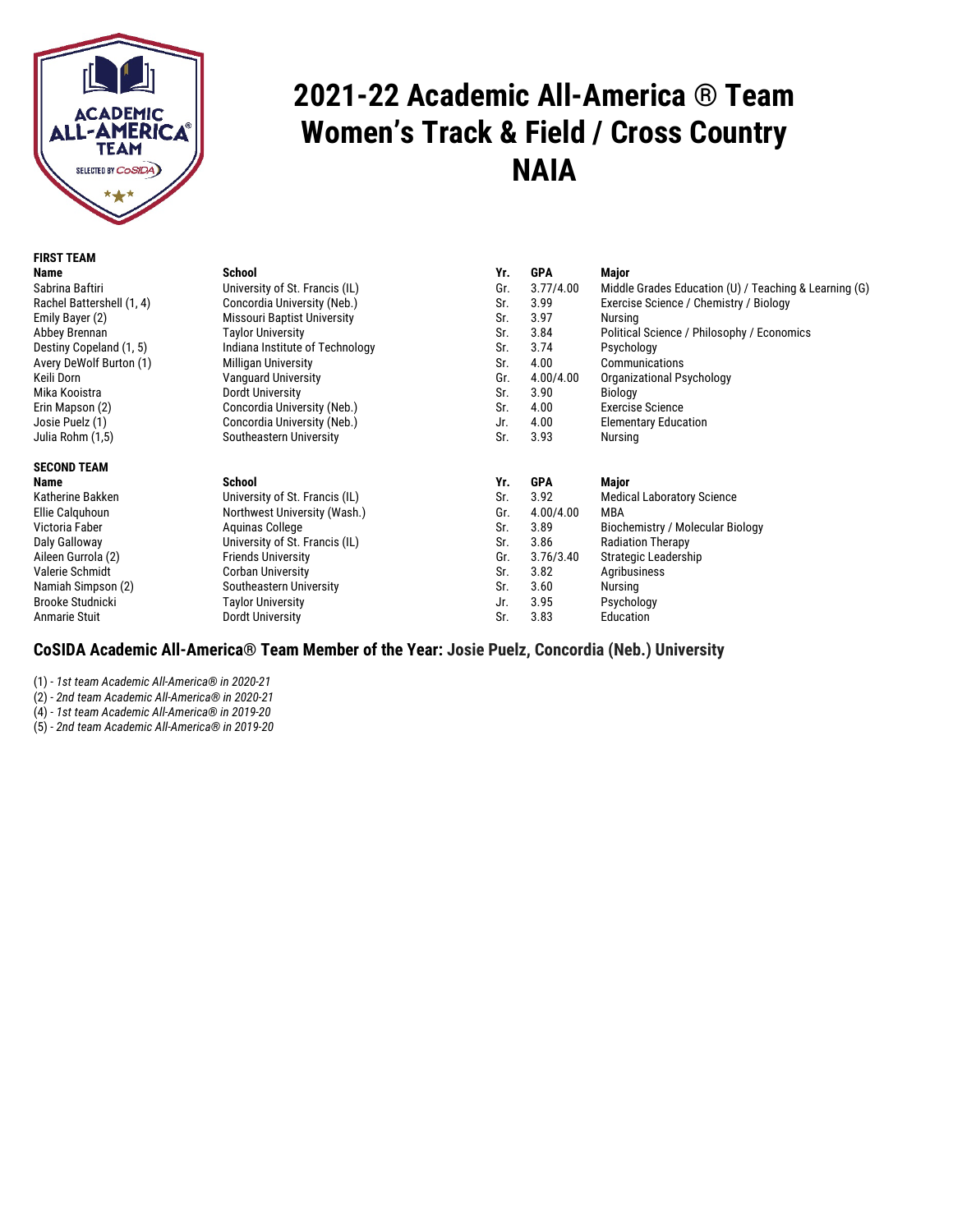# 2021-22 Academic All-America ® Team
# Women's Track & Field / Cross Country
# NAIA

**FIRST TEAM**

| Name | School | Yr. | GPA | Major |
|---|---|---|---|---|
| Sabrina Baftiri | University of St. Francis (IL) | Gr. | 3.77/4.00 | Middle Grades Education (U) / Teaching & Learning (G) |
| Rachel Battershell (1, 4) | Concordia University (Neb.) | Sr. | 3.99 | Exercise Science / Chemistry / Biology |
| Emily Bayer (2) | Missouri Baptist University | Sr. | 3.97 | Nursing |
| Abbey Brennan | Taylor University | Sr. | 3.84 | Political Science / Philosophy / Economics |
| Destiny Copeland (1, 5) | Indiana Institute of Technology | Sr. | 3.74 | Psychology |
| Avery DeWolf Burton (1) | Milligan University | Sr. | 4.00 | Communications |
| Keili Dorn | Vanguard University | Gr. | 4.00/4.00 | Organizational Psychology |
| Mika Kooistra | Dordt University | Sr. | 3.90 | Biology |
| Erin Mapson (2) | Concordia University (Neb.) | Sr. | 4.00 | Exercise Science |
| Josie Puelz (1) | Concordia University (Neb.) | Jr. | 4.00 | Elementary Education |
| Julia Rohm (1,5) | Southeastern University | Sr. | 3.93 | Nursing |

**SECOND TEAM**

| Name | School | Yr. | GPA | Major |
|---|---|---|---|---|
| Katherine Bakken | University of St. Francis (IL) | Sr. | 3.92 | Medical Laboratory Science |
| Ellie Calquhoun | Northwest University (Wash.) | Gr. | 4.00/4.00 | MBA |
| Victoria Faber | Aquinas College | Sr. | 3.89 | Biochemistry / Molecular Biology |
| Daly Galloway | University of St. Francis (IL) | Sr. | 3.86 | Radiation Therapy |
| Aileen Gurrola (2) | Friends University | Gr. | 3.76/3.40 | Strategic Leadership |
| Valerie Schmidt | Corban University | Sr. | 3.82 | Agribusiness |
| Namiah Simpson (2) | Southeastern University | Sr. | 3.60 | Nursing |
| Brooke Studnicki | Taylor University | Jr. | 3.95 | Psychology |
| Anmarie Stuit | Dordt University | Sr. | 3.83 | Education |

**CoSIDA Academic All-America® Team Member of the Year: Josie Puelz, Concordia (Neb.) University**

(1) - *1st team Academic All-America® in 2020-21*
(2) - *2nd team Academic All-America® in 2020-21*
(4) - *1st team Academic All-America® in 2019-20*
(5) - *2nd team Academic All-America® in 2019-20*